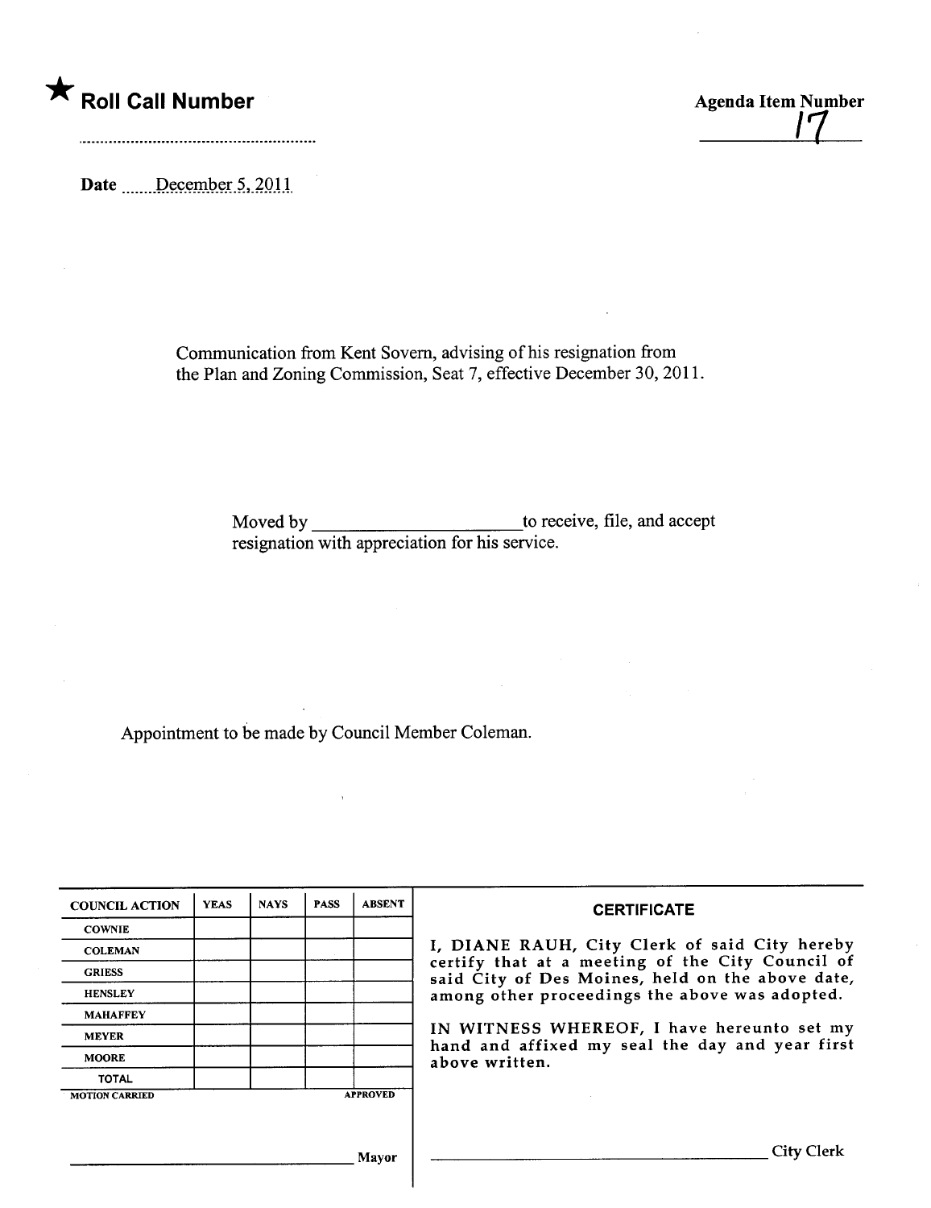★ **Roll Call Number**

..........................................................

**Agenda Item Number**

17

Date ......December 5, 2011

Communication from Kent Sovern, advising of his resignation from the Plan and Zoning Commission, Seat 7, effective December 30, 2011.

Moved by ______________________ to receive, file, and accept resignation with appreciation for his service.

Appointment to be made by Council Member Coleman.

| COUNCIL ACTION | YEAS | NAYS | PASS | ABSENT |
|---|---|---|---|---|
| COWNIE | | | | |
| COLEMAN | | | | |
| GRIESS | | | | |
| HENSLEY | | | | |
| MAHAFFEY | | | | |
| MEYER | | | | |
| MOORE | | | | |
| TOTAL | | | | |

MOTION CARRIED                                        APPROVED

______________________________ Mayor

**CERTIFICATE**

I, DIANE RAUH, City Clerk of said City hereby certify that at a meeting of the City Council of said City of Des Moines, held on the above date, among other proceedings the above was adopted.

IN WITNESS WHEREOF, I have hereunto set my hand and affixed my seal the day and year first above written.

______________________________ City Clerk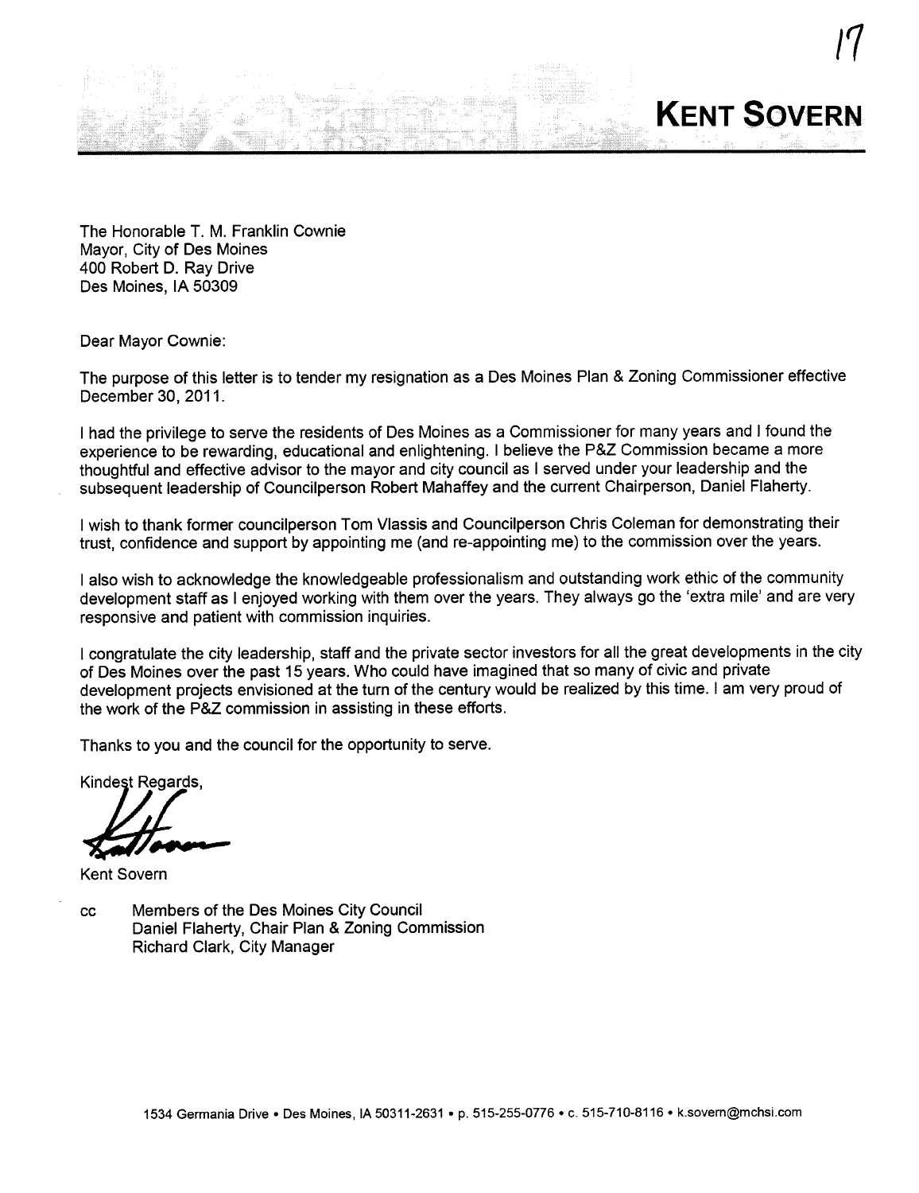# KENT SOVERN

The Honorable T. M. Franklin Cownie
Mayor, City of Des Moines
400 Robert D. Ray Drive
Des Moines, IA 50309

Dear Mayor Cownie:

The purpose of this letter is to tender my resignation as a Des Moines Plan & Zoning Commissioner effective December 30, 2011.

I had the privilege to serve the residents of Des Moines as a Commissioner for many years and I found the experience to be rewarding, educational and enlightening. I believe the P&Z Commission became a more thoughtful and effective advisor to the mayor and city council as I served under your leadership and the subsequent leadership of Councilperson Robert Mahaffey and the current Chairperson, Daniel Flaherty.

I wish to thank former councilperson Tom Vlassis and Councilperson Chris Coleman for demonstrating their trust, confidence and support by appointing me (and re-appointing me) to the commission over the years.

I also wish to acknowledge the knowledgeable professionalism and outstanding work ethic of the community development staff as I enjoyed working with them over the years. They always go the 'extra mile' and are very responsive and patient with commission inquiries.

I congratulate the city leadership, staff and the private sector investors for all the great developments in the city of Des Moines over the past 15 years. Who could have imagined that so many of civic and private development projects envisioned at the turn of the century would be realized by this time. I am very proud of the work of the P&Z commission in assisting in these efforts.

Thanks to you and the council for the opportunity to serve.

Kindest Regards,

Kent Sovern

cc Members of the Des Moines City Council
Daniel Flaherty, Chair Plan & Zoning Commission
Richard Clark, City Manager

1534 Germania Drive • Des Moines, IA 50311-2631 • p. 515-255-0776 • c. 515-710-8116 • k.sovern@mchsi.com